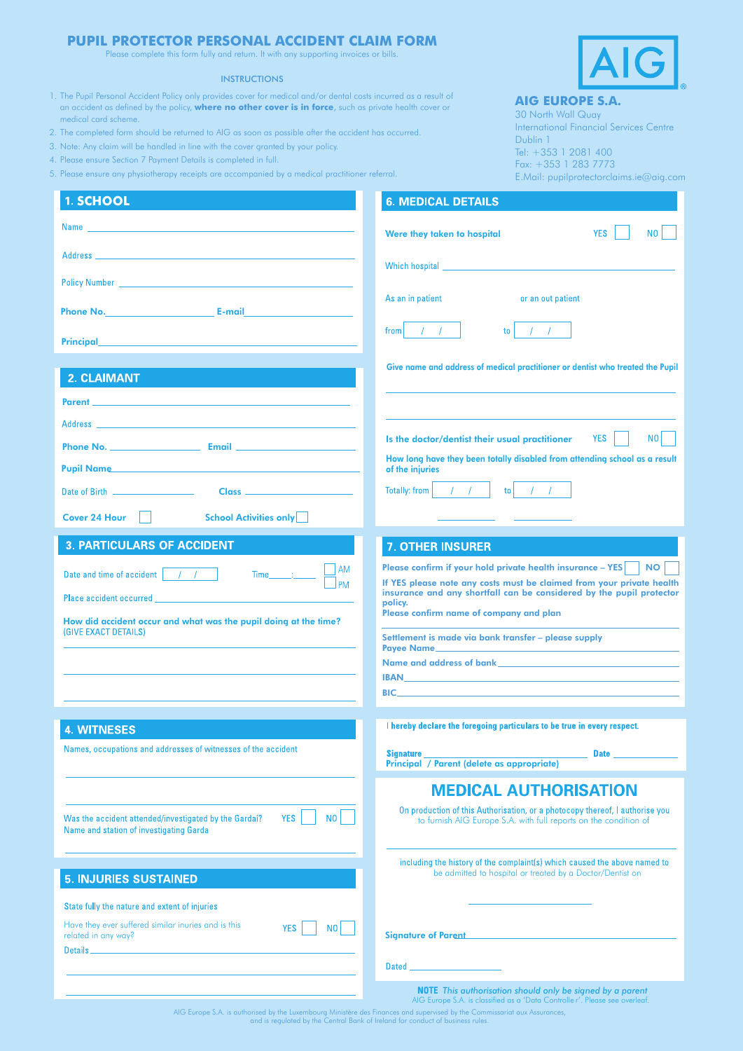# PUPIL PROTECTOR PERSONAL ACCIDENT CLAIM FORM

Please complete this form fully and return. It with any supporting invoices or bills.

AIG

**AIG EUROPE S.A.**
30 North Wall Quay
International Financial Services Centre
Dublin 1
Tel: +353 1 2081 400
Fax: +353 1 283 7773
E.Mail: pupilprotectorclaims.ie@aig.com

## INSTRUCTIONS

1. The Pupil Personal Accident Policy only provides cover for medical and/or dental costs incurred as a result of an accident as defined by the policy, **where no other cover is in force**, such as private health cover or medical card scheme.
2. The completed form should be returned to AIG as soon as possible after the accident has occurred.
3. Note: Any claim will be handled in line with the cover granted by your policy.
4. Please ensure Section 7 Payment Details is completed in full.
5. Please ensure any physiotherapy receipts are accompanied by a medical practitioner referral.

## 1. SCHOOL

Name ____________________

Address ____________________

Policy Number ____________________

**Phone No.** ____________________ **E-mail** ____________________

**Principal** ____________________

## 2. CLAIMANT

**Parent** ____________________

Address ____________________

**Phone No.** ____________________ **Email** ____________________

**Pupil Name** ____________________

Date of Birth ____________________ **Class** ____________________

**Cover 24 Hour** ☐ **School Activities only** ☐

## 3. PARTICULARS OF ACCIDENT

Date and time of accident __ / __ / __ Time ____ : ____ ☐ AM ☐ PM

Place accident occurred ____________________

**How did accident occur and what was the pupil doing at the time?**
(GIVE EXACT DETAILS)

____________________

____________________

____________________

## 4. WITNESES

Names, occupations and addresses of witnesses of the accident

____________________

____________________

Was the accident attended/investigated by the Gardai? YES ☐ NO ☐
Name and station of investigating Garda

____________________

## 5. INJURIES SUSTAINED

State fully the nature and extent of injuries

Have they ever suffered similar inuries and is this related in any way? YES ☐ NO ☐

Details ____________________

____________________

____________________

## 6. MEDICAL DETAILS

**Were they taken to hospital** YES ☐ NO ☐

Which hospital ____________________

As an in patient or an out patient

from __ / __ / __ to __ / __ / __

**Give name and address of medical practitioner or dentist who treated the Pupil**

____________________

____________________

**Is the doctor/dentist their usual practitioner** YES ☐ NO ☐

**How long have they been totally disabled from attending school as a result of the injuries**

Totally: from __ / __ / __ to __ / __ / __

## 7. OTHER INSURER

**Please confirm if your hold private health insurance – YES** ☐ **NO** ☐

**If YES please note any costs must be claimed from your private health insurance and any shortfall can be considered by the pupil protector policy.**

**Please confirm name of company and plan**

____________________

**Settlement is made via bank transfer – please supply**

**Payee Name** ____________________

**Name and address of bank** ____________________

**IBAN** ____________________

**BIC** ____________________

I **hereby declare the foregoing particulars to be true in every respect.**

**Signature** ____________________ **Date** ____________________

**Principal / Parent (delete as appropriate)**

## MEDICAL AUTHORISATION

On production of this Authorisation, or a photocopy thereof, I authorise you to furnish AIG Europe S.A. with full reports on the condition of

____________________

including the history of the complaint(s) which caused the above named to be admitted to hospital or treated by a Doctor/Dentist on

____________________

**Signature of Parent** ____________________

Dated ____________________

**NOTE** *This authorisation should only be signed by a parent*
AIG Europe S.A. is classified as a 'Data Controller'. Please see overleaf.

AIG Europe S.A. is authorised by the Luxembourg Ministère des Finances and supervised by the Commissariat aux Assurances, and is regulated by the Central Bank of Ireland for conduct of business rules.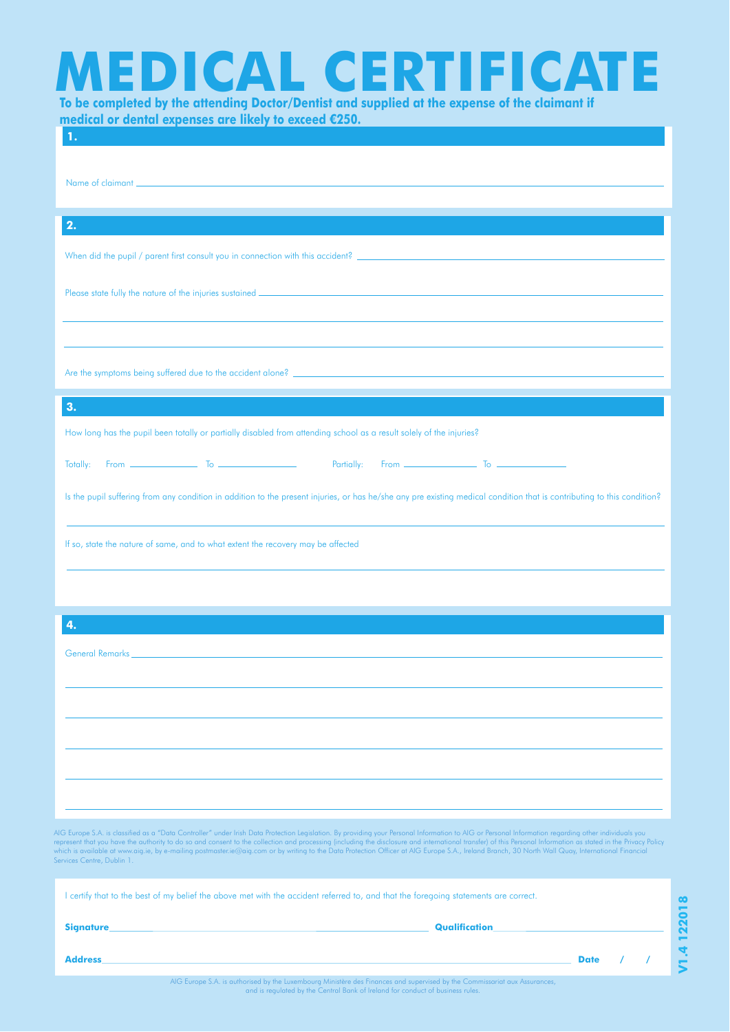# MEDICAL CERTIFICATE

**To be completed by the attending Doctor/Dentist and supplied at the expense of the claimant if medical or dental expenses are likely to exceed €250.**

## 1.

Name of claimant ____________________________________________

## 2.

When did the pupil / parent first consult you in connection with this accident? ____________________________________________

Please state fully the nature of the injuries sustained ____________________________________________

____________________________________________

____________________________________________

Are the symptoms being suffered due to the accident alone? ____________________________________________

## 3.

How long has the pupil been totally or partially disabled from attending school as a result solely of the injuries?

Totally: From ____________ To ____________ Partially: From ____________ To ____________

Is the pupil suffering from any condition in addition to the present injuries, or has he/she any pre existing medical condition that is contributing to this condition?

____________________________________________

If so, state the nature of same, and to what extent the recovery may be affected

____________________________________________

## 4.

General Remarks ____________________________________________

____________________________________________

____________________________________________

____________________________________________

____________________________________________

____________________________________________

AIG Europe S.A. is classified as a "Data Controller" under Irish Data Protection Legislation. By providing your Personal Information to AIG or Personal Information regarding other individuals you represent that you have the authority to do so and consent to the collection and processing (including the disclosure and international transfer) of this Personal Information as stated in the Privacy Policy which is available at www.aig.ie, by e-mailing postmaster.ie@aig.com or by writing to the Data Protection Officer at AIG Europe S.A., Ireland Branch, 30 North Wall Quay, International Financial Services Centre, Dublin 1.

I certify that to the best of my belief the above met with the accident referred to, and that the foregoing statements are correct.

**Signature** ____________________________ **Qualification** ____________________________

**Address** ____________________________________________ **Date** / /

AIG Europe S.A. is authorised by the Luxembourg Ministère des Finances and supervised by the Commissariat aux Assurances, and is regulated by the Central Bank of Ireland for conduct of business rules.

V1.4 122018